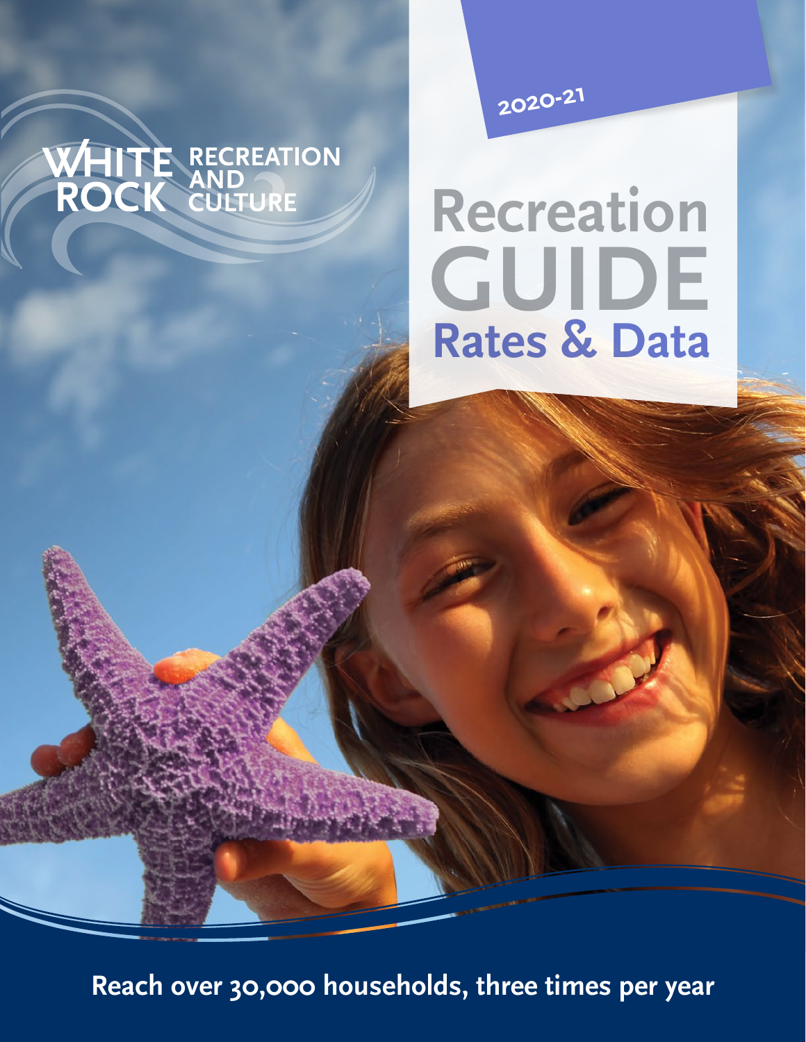WHITE ROCK RECREATION AND CULTURE

2020-21

# Recreation GUIDE

## Rates & Data

**Reach over 30,000 households, three times per year**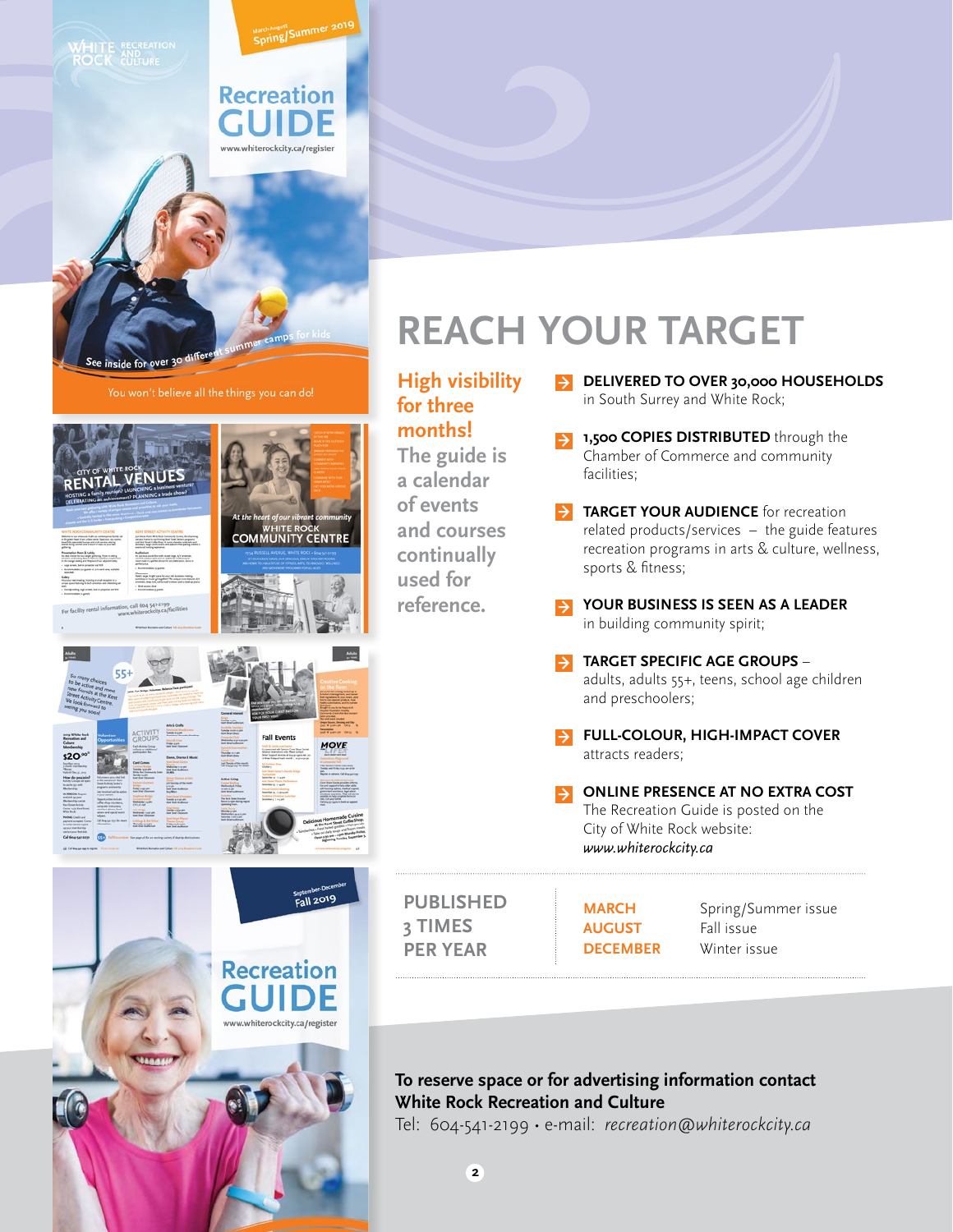# REACH YOUR TARGET

**High visibility for three months!**

The guide is a calendar of events and courses continually used for reference.

- **DELIVERED TO OVER 30,000 HOUSEHOLDS** in South Surrey and White Rock;
- **1,500 COPIES DISTRIBUTED** through the Chamber of Commerce and community facilities;
- **TARGET YOUR AUDIENCE** for recreation related products/services – the guide features recreation programs in arts & culture, wellness, sports & fitness;
- **YOUR BUSINESS IS SEEN AS A LEADER** in building community spirit;
- **TARGET SPECIFIC AGE GROUPS** – adults, adults 55+, teens, school age children and preschoolers;
- **FULL-COLOUR, HIGH-IMPACT COVER** attracts readers;
- **ONLINE PRESENCE AT NO EXTRA COST** The Recreation Guide is posted on the City of White Rock website: *www.whiterockcity.ca*

**PUBLISHED 3 TIMES PER YEAR**

| | |
|---|---|
| **MARCH** | Spring/Summer issue |
| **AUGUST** | Fall issue |
| **DECEMBER** | Winter issue |

**To reserve space or for advertising information contact White Rock Recreation and Culture**

Tel: 604-541-2199 • e-mail: *recreation@whiterockcity.ca*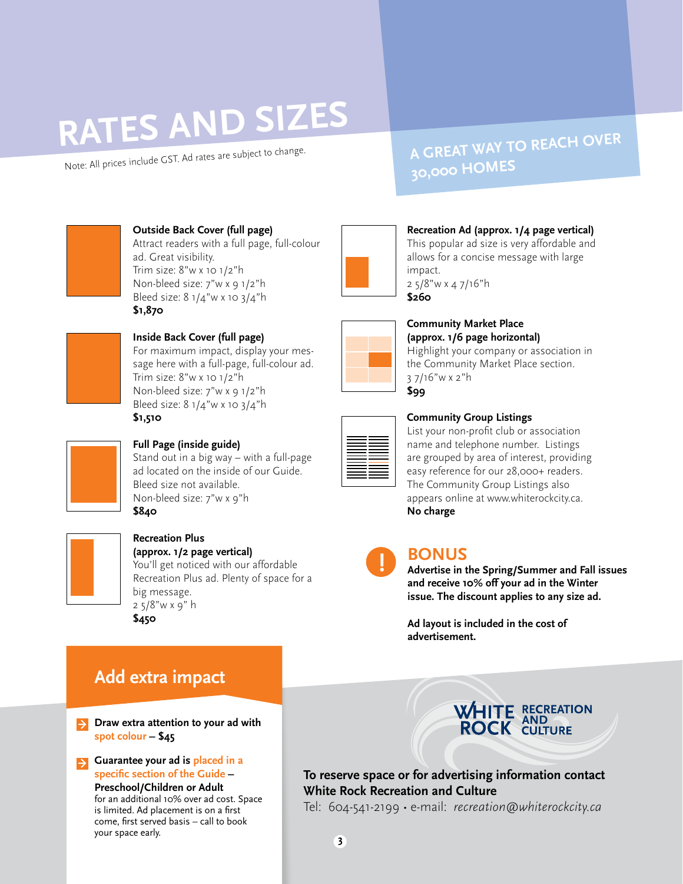# RATES AND SIZES

Note: All prices include GST. Ad rates are subject to change.

## A GREAT WAY TO REACH OVER 30,000 HOMES

**Outside Back Cover (full page)**
Attract readers with a full page, full-colour ad. Great visibility.
Trim size: 8"w x 10 1/2"h
Non-bleed size: 7"w x 9 1/2"h
Bleed size: 8 1/4"w x 10 3/4"h
**$1,870**

**Inside Back Cover (full page)**
For maximum impact, display your message here with a full-page, full-colour ad.
Trim size: 8"w x 10 1/2"h
Non-bleed size: 7"w x 9 1/2"h
Bleed size: 8 1/4"w x 10 3/4"h
**$1,510**

**Full Page (inside guide)**
Stand out in a big way – with a full-page ad located on the inside of our Guide.
Bleed size not available.
Non-bleed size: 7"w x 9"h
**$840**

**Recreation Plus (approx. 1/2 page vertical)**
You'll get noticed with our affordable Recreation Plus ad. Plenty of space for a big message.
2 5/8"w x 9" h
**$450**

**Recreation Ad (approx. 1/4 page vertical)**
This popular ad size is very affordable and allows for a concise message with large impact.
2 5/8"w x 4 7/16"h
**$260**

**Community Market Place (approx. 1/6 page horizontal)**
Highlight your company or association in the Community Market Place section.
3 7/16"w x 2"h
**$99**

**Community Group Listings**
List your non-profit club or association name and telephone number. Listings are grouped by area of interest, providing easy reference for our 28,000+ readers. The Community Group Listings also appears online at www.whiterockcity.ca.
**No charge**

## BONUS

**Advertise in the Spring/Summer and Fall issues and receive 10% off your ad in the Winter issue. The discount applies to any size ad.**

**Ad layout is included in the cost of advertisement.**

## Add extra impact

- **Draw extra attention to your ad with spot colour – $45**
- **Guarantee your ad is placed in a specific section of the Guide – Preschool/Children or Adult** for an additional 10% over ad cost. Space is limited. Ad placement is on a first come, first served basis – call to book your space early.

WHITE ROCK RECREATION AND CULTURE

**To reserve space or for advertising information contact White Rock Recreation and Culture**
Tel: 604-541-2199 • e-mail: *recreation@whiterockcity.ca*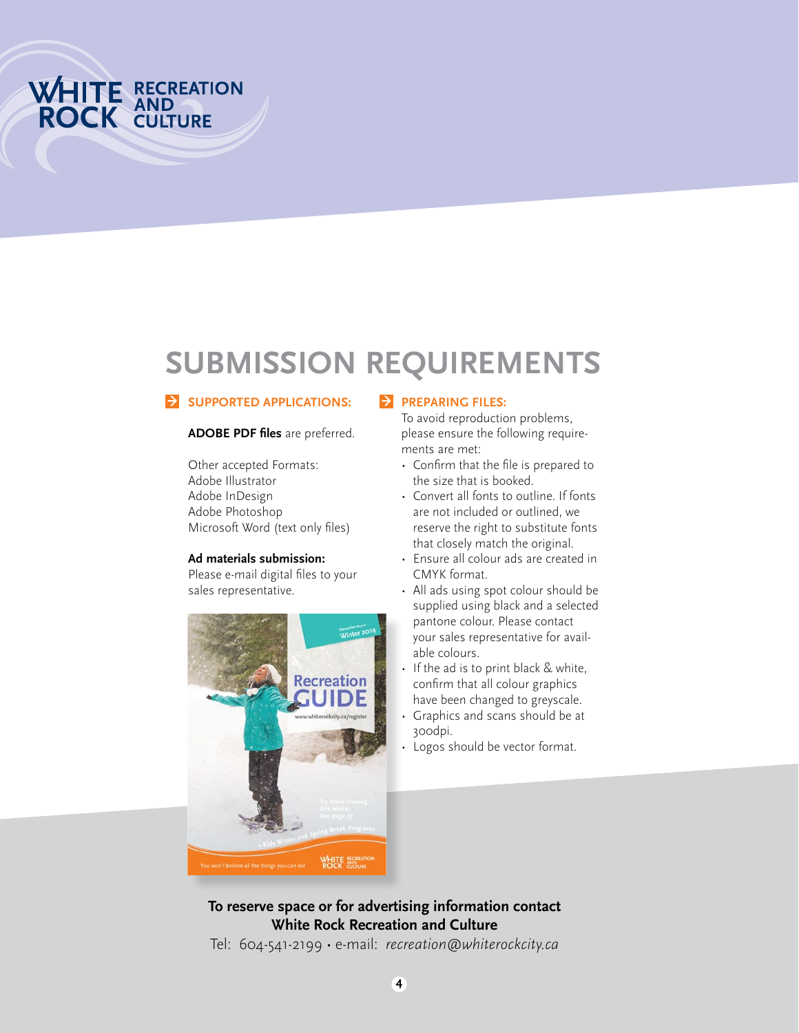WHITE ROCK RECREATION AND CULTURE

# SUBMISSION REQUIREMENTS

## SUPPORTED APPLICATIONS:

**ADOBE PDF files** are preferred.

Other accepted Formats:
Adobe Illustrator
Adobe InDesign
Adobe Photoshop
Microsoft Word (text only files)

**Ad materials submission:**
Please e-mail digital files to your sales representative.

## PREPARING FILES:

To avoid reproduction problems, please ensure the following requirements are met:

- Confirm that the file is prepared to the size that is booked.
- Convert all fonts to outline. If fonts are not included or outlined, we reserve the right to substitute fonts that closely match the original.
- Ensure all colour ads are created in CMYK format.
- All ads using spot colour should be supplied using black and a selected pantone colour. Please contact your sales representative for available colours.
- If the ad is to print black & white, confirm that all colour graphics have been changed to greyscale.
- Graphics and scans should be at 300dpi.
- Logos should be vector format.

**To reserve space or for advertising information contact**
**White Rock Recreation and Culture**
Tel: 604-541-2199 • e-mail: *recreation@whiterockcity.ca*